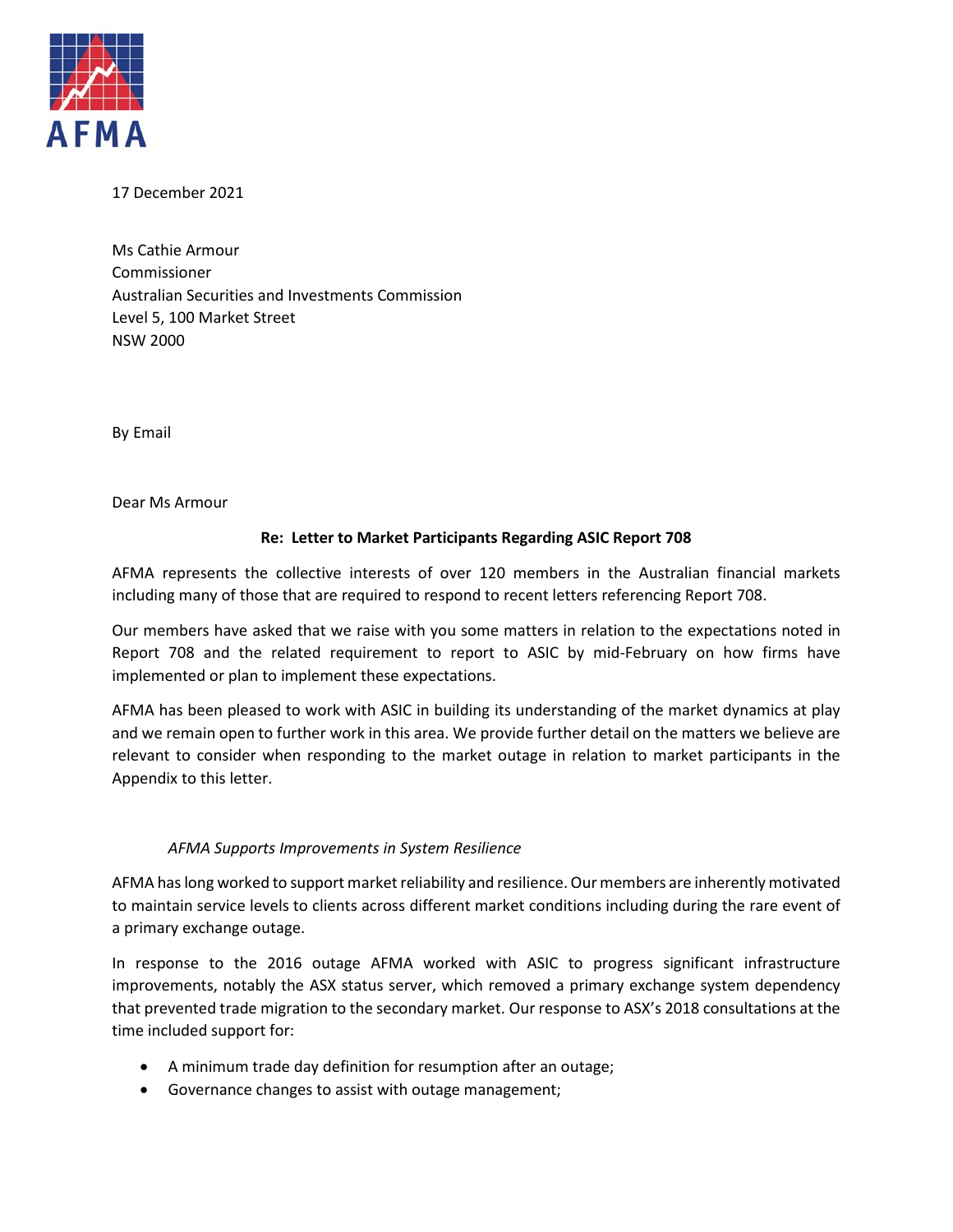AFMA

17 December 2021

Ms Cathie Armour
Commissioner
Australian Securities and Investments Commission
Level 5, 100 Market Street
NSW 2000

By Email

Dear Ms Armour

**Re: Letter to Market Participants Regarding ASIC Report 708**

AFMA represents the collective interests of over 120 members in the Australian financial markets including many of those that are required to respond to recent letters referencing Report 708.

Our members have asked that we raise with you some matters in relation to the expectations noted in Report 708 and the related requirement to report to ASIC by mid-February on how firms have implemented or plan to implement these expectations.

AFMA has been pleased to work with ASIC in building its understanding of the market dynamics at play and we remain open to further work in this area. We provide further detail on the matters we believe are relevant to consider when responding to the market outage in relation to market participants in the Appendix to this letter.

*AFMA Supports Improvements in System Resilience*

AFMA has long worked to support market reliability and resilience. Our members are inherently motivated to maintain service levels to clients across different market conditions including during the rare event of a primary exchange outage.

In response to the 2016 outage AFMA worked with ASIC to progress significant infrastructure improvements, notably the ASX status server, which removed a primary exchange system dependency that prevented trade migration to the secondary market. Our response to ASX's 2018 consultations at the time included support for:

- A minimum trade day definition for resumption after an outage;
- Governance changes to assist with outage management;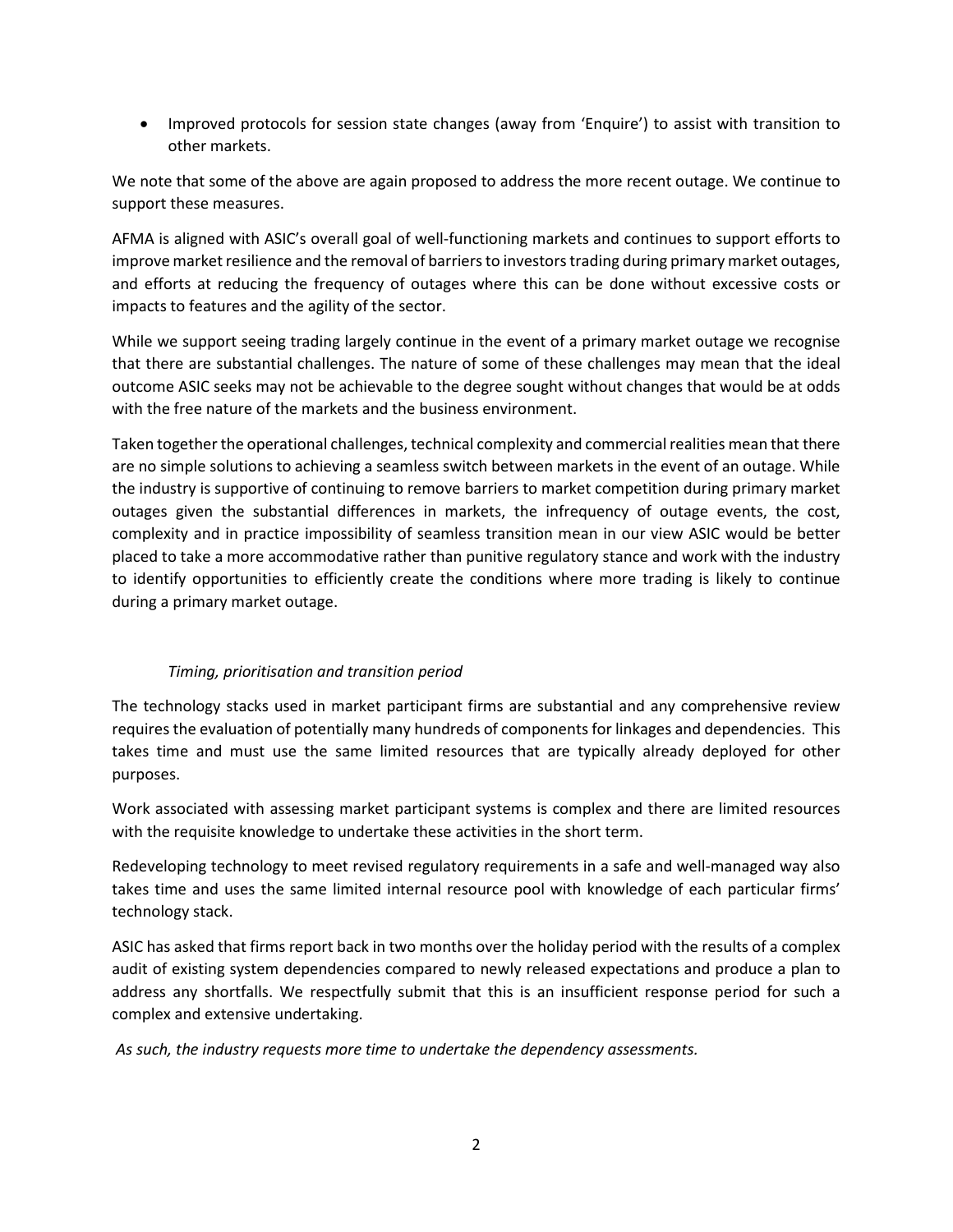- Improved protocols for session state changes (away from 'Enquire') to assist with transition to other markets.

We note that some of the above are again proposed to address the more recent outage. We continue to support these measures.

AFMA is aligned with ASIC's overall goal of well-functioning markets and continues to support efforts to improve market resilience and the removal of barriers to investors trading during primary market outages, and efforts at reducing the frequency of outages where this can be done without excessive costs or impacts to features and the agility of the sector.

While we support seeing trading largely continue in the event of a primary market outage we recognise that there are substantial challenges. The nature of some of these challenges may mean that the ideal outcome ASIC seeks may not be achievable to the degree sought without changes that would be at odds with the free nature of the markets and the business environment.

Taken together the operational challenges, technical complexity and commercial realities mean that there are no simple solutions to achieving a seamless switch between markets in the event of an outage. While the industry is supportive of continuing to remove barriers to market competition during primary market outages given the substantial differences in markets, the infrequency of outage events, the cost, complexity and in practice impossibility of seamless transition mean in our view ASIC would be better placed to take a more accommodative rather than punitive regulatory stance and work with the industry to identify opportunities to efficiently create the conditions where more trading is likely to continue during a primary market outage.

*Timing, prioritisation and transition period*

The technology stacks used in market participant firms are substantial and any comprehensive review requires the evaluation of potentially many hundreds of components for linkages and dependencies. This takes time and must use the same limited resources that are typically already deployed for other purposes.

Work associated with assessing market participant systems is complex and there are limited resources with the requisite knowledge to undertake these activities in the short term.

Redeveloping technology to meet revised regulatory requirements in a safe and well-managed way also takes time and uses the same limited internal resource pool with knowledge of each particular firms' technology stack.

ASIC has asked that firms report back in two months over the holiday period with the results of a complex audit of existing system dependencies compared to newly released expectations and produce a plan to address any shortfalls. We respectfully submit that this is an insufficient response period for such a complex and extensive undertaking.

*As such, the industry requests more time to undertake the dependency assessments.*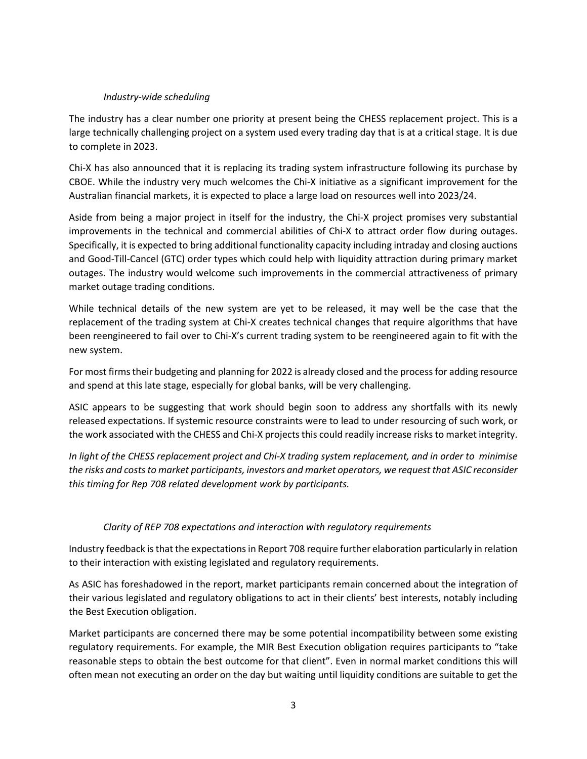*Industry-wide scheduling*

The industry has a clear number one priority at present being the CHESS replacement project. This is a large technically challenging project on a system used every trading day that is at a critical stage. It is due to complete in 2023.

Chi-X has also announced that it is replacing its trading system infrastructure following its purchase by CBOE. While the industry very much welcomes the Chi-X initiative as a significant improvement for the Australian financial markets, it is expected to place a large load on resources well into 2023/24.

Aside from being a major project in itself for the industry, the Chi-X project promises very substantial improvements in the technical and commercial abilities of Chi-X to attract order flow during outages. Specifically, it is expected to bring additional functionality capacity including intraday and closing auctions and Good-Till-Cancel (GTC) order types which could help with liquidity attraction during primary market outages. The industry would welcome such improvements in the commercial attractiveness of primary market outage trading conditions.

While technical details of the new system are yet to be released, it may well be the case that the replacement of the trading system at Chi-X creates technical changes that require algorithms that have been reengineered to fail over to Chi-X's current trading system to be reengineered again to fit with the new system.

For most firms their budgeting and planning for 2022 is already closed and the process for adding resource and spend at this late stage, especially for global banks, will be very challenging.

ASIC appears to be suggesting that work should begin soon to address any shortfalls with its newly released expectations. If systemic resource constraints were to lead to under resourcing of such work, or the work associated with the CHESS and Chi-X projects this could readily increase risks to market integrity.

*In light of the CHESS replacement project and Chi-X trading system replacement, and in order to minimise the risks and costs to market participants, investors and market operators, we request that ASIC reconsider this timing for Rep 708 related development work by participants.*

*Clarity of REP 708 expectations and interaction with regulatory requirements*

Industry feedback is that the expectations in Report 708 require further elaboration particularly in relation to their interaction with existing legislated and regulatory requirements.

As ASIC has foreshadowed in the report, market participants remain concerned about the integration of their various legislated and regulatory obligations to act in their clients' best interests, notably including the Best Execution obligation.

Market participants are concerned there may be some potential incompatibility between some existing regulatory requirements. For example, the MIR Best Execution obligation requires participants to "take reasonable steps to obtain the best outcome for that client". Even in normal market conditions this will often mean not executing an order on the day but waiting until liquidity conditions are suitable to get the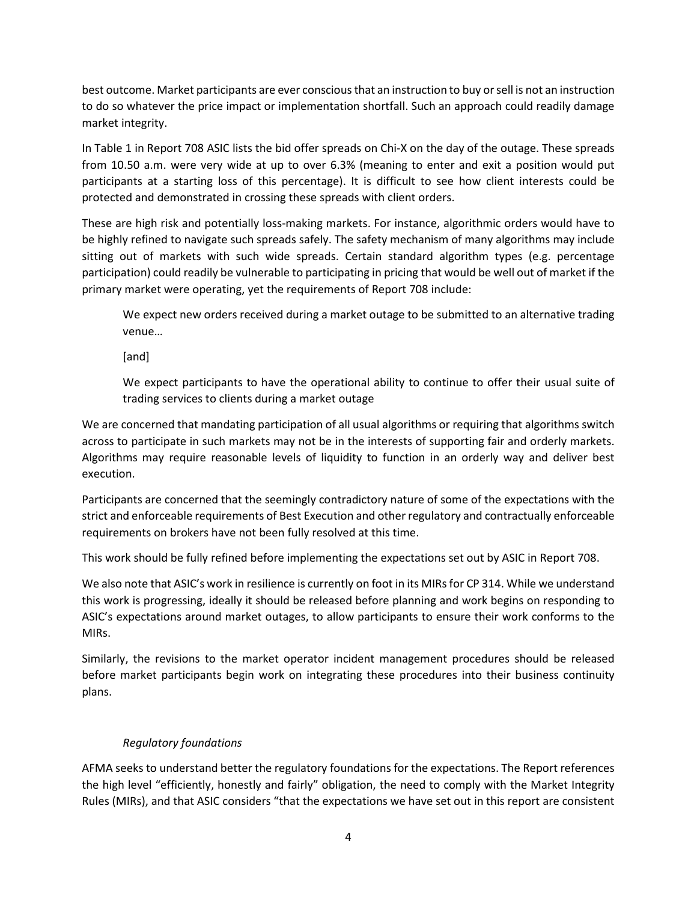best outcome. Market participants are ever conscious that an instruction to buy or sell is not an instruction to do so whatever the price impact or implementation shortfall. Such an approach could readily damage market integrity.

In Table 1 in Report 708 ASIC lists the bid offer spreads on Chi-X on the day of the outage. These spreads from 10.50 a.m. were very wide at up to over 6.3% (meaning to enter and exit a position would put participants at a starting loss of this percentage). It is difficult to see how client interests could be protected and demonstrated in crossing these spreads with client orders.

These are high risk and potentially loss-making markets. For instance, algorithmic orders would have to be highly refined to navigate such spreads safely. The safety mechanism of many algorithms may include sitting out of markets with such wide spreads. Certain standard algorithm types (e.g. percentage participation) could readily be vulnerable to participating in pricing that would be well out of market if the primary market were operating, yet the requirements of Report 708 include:

> We expect new orders received during a market outage to be submitted to an alternative trading venue…
>
> [and]
>
> We expect participants to have the operational ability to continue to offer their usual suite of trading services to clients during a market outage

We are concerned that mandating participation of all usual algorithms or requiring that algorithms switch across to participate in such markets may not be in the interests of supporting fair and orderly markets. Algorithms may require reasonable levels of liquidity to function in an orderly way and deliver best execution.

Participants are concerned that the seemingly contradictory nature of some of the expectations with the strict and enforceable requirements of Best Execution and other regulatory and contractually enforceable requirements on brokers have not been fully resolved at this time.

This work should be fully refined before implementing the expectations set out by ASIC in Report 708.

We also note that ASIC's work in resilience is currently on foot in its MIRs for CP 314. While we understand this work is progressing, ideally it should be released before planning and work begins on responding to ASIC's expectations around market outages, to allow participants to ensure their work conforms to the MIRs.

Similarly, the revisions to the market operator incident management procedures should be released before market participants begin work on integrating these procedures into their business continuity plans.

*Regulatory foundations*

AFMA seeks to understand better the regulatory foundations for the expectations. The Report references the high level "efficiently, honestly and fairly" obligation, the need to comply with the Market Integrity Rules (MIRs), and that ASIC considers "that the expectations we have set out in this report are consistent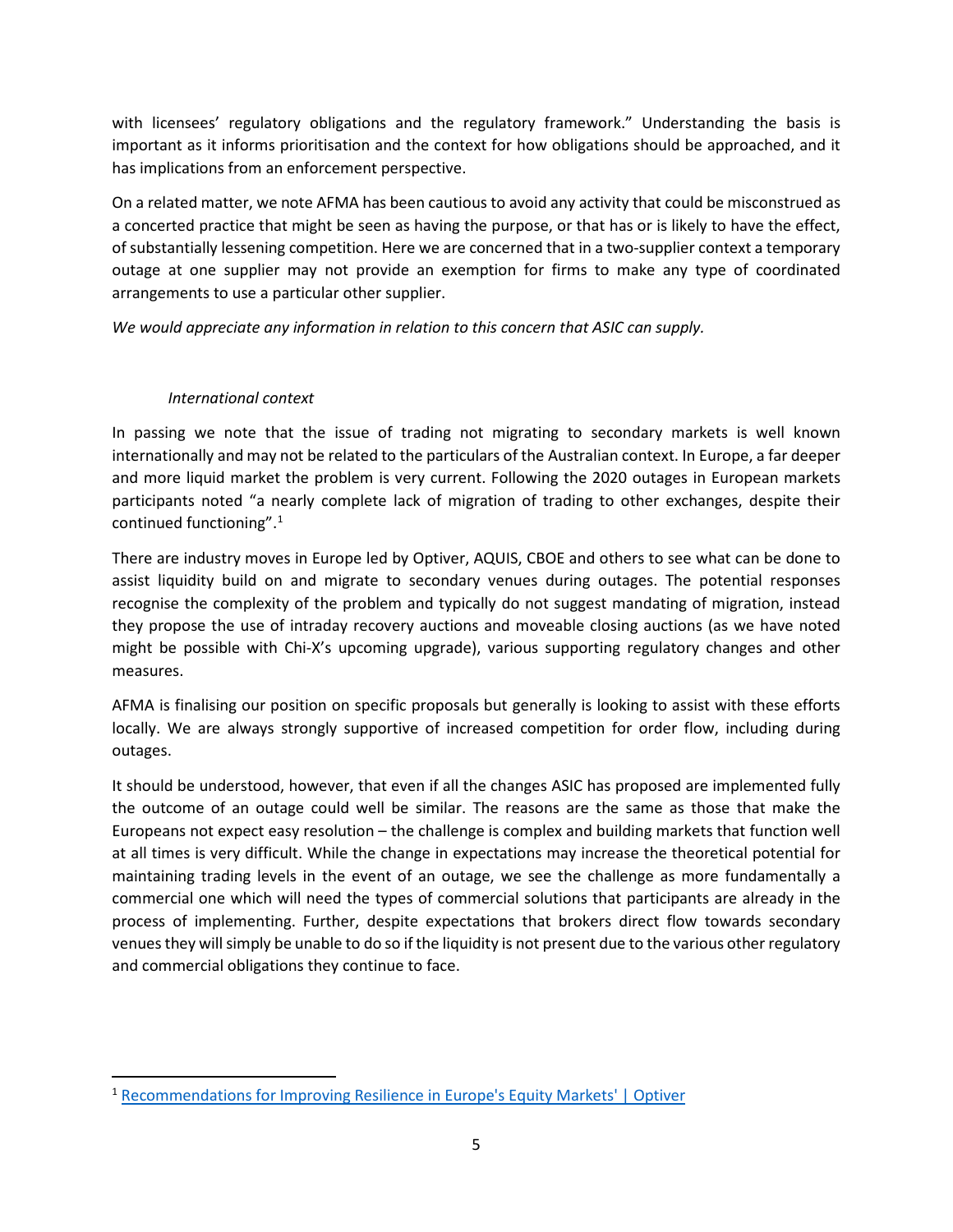with licensees' regulatory obligations and the regulatory framework." Understanding the basis is important as it informs prioritisation and the context for how obligations should be approached, and it has implications from an enforcement perspective.

On a related matter, we note AFMA has been cautious to avoid any activity that could be misconstrued as a concerted practice that might be seen as having the purpose, or that has or is likely to have the effect, of substantially lessening competition. Here we are concerned that in a two-supplier context a temporary outage at one supplier may not provide an exemption for firms to make any type of coordinated arrangements to use a particular other supplier.

*We would appreciate any information in relation to this concern that ASIC can supply.*

*International context*

In passing we note that the issue of trading not migrating to secondary markets is well known internationally and may not be related to the particulars of the Australian context. In Europe, a far deeper and more liquid market the problem is very current. Following the 2020 outages in European markets participants noted "a nearly complete lack of migration of trading to other exchanges, despite their continued functioning".[1]

There are industry moves in Europe led by Optiver, AQUIS, CBOE and others to see what can be done to assist liquidity build on and migrate to secondary venues during outages. The potential responses recognise the complexity of the problem and typically do not suggest mandating of migration, instead they propose the use of intraday recovery auctions and moveable closing auctions (as we have noted might be possible with Chi-X's upcoming upgrade), various supporting regulatory changes and other measures.

AFMA is finalising our position on specific proposals but generally is looking to assist with these efforts locally. We are always strongly supportive of increased competition for order flow, including during outages.

It should be understood, however, that even if all the changes ASIC has proposed are implemented fully the outcome of an outage could well be similar. The reasons are the same as those that make the Europeans not expect easy resolution – the challenge is complex and building markets that function well at all times is very difficult. While the change in expectations may increase the theoretical potential for maintaining trading levels in the event of an outage, we see the challenge as more fundamentally a commercial one which will need the types of commercial solutions that participants are already in the process of implementing. Further, despite expectations that brokers direct flow towards secondary venues they will simply be unable to do so if the liquidity is not present due to the various other regulatory and commercial obligations they continue to face.

---

[1] Recommendations for Improving Resilience in Europe's Equity Markets' | Optiver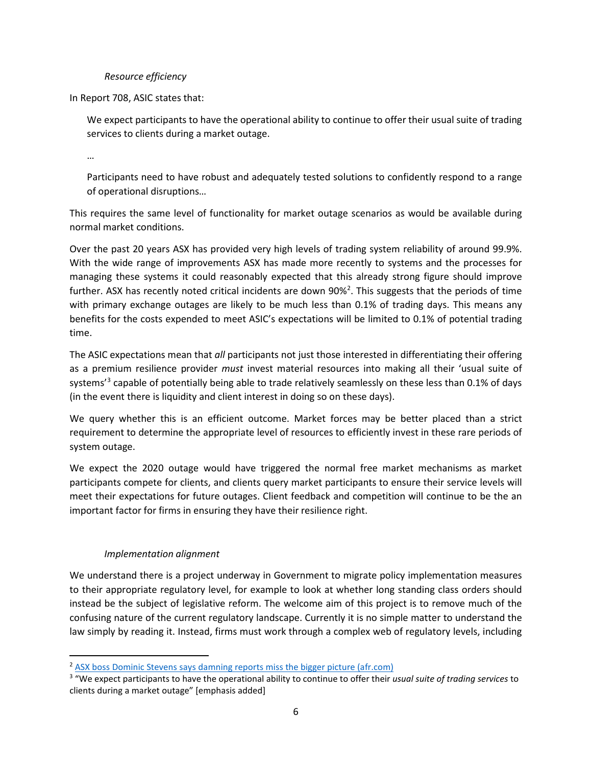*Resource efficiency*

In Report 708, ASIC states that:

> We expect participants to have the operational ability to continue to offer their usual suite of trading services to clients during a market outage.
>
> …
>
> Participants need to have robust and adequately tested solutions to confidently respond to a range of operational disruptions…

This requires the same level of functionality for market outage scenarios as would be available during normal market conditions.

Over the past 20 years ASX has provided very high levels of trading system reliability of around 99.9%. With the wide range of improvements ASX has made more recently to systems and the processes for managing these systems it could reasonably expected that this already strong figure should improve further. ASX has recently noted critical incidents are down 90%[2]. This suggests that the periods of time with primary exchange outages are likely to be much less than 0.1% of trading days. This means any benefits for the costs expended to meet ASIC's expectations will be limited to 0.1% of potential trading time.

The ASIC expectations mean that *all* participants not just those interested in differentiating their offering as a premium resilience provider *must* invest material resources into making all their 'usual suite of systems'[3] capable of potentially being able to trade relatively seamlessly on these less than 0.1% of days (in the event there is liquidity and client interest in doing so on these days).

We query whether this is an efficient outcome. Market forces may be better placed than a strict requirement to determine the appropriate level of resources to efficiently invest in these rare periods of system outage.

We expect the 2020 outage would have triggered the normal free market mechanisms as market participants compete for clients, and clients query market participants to ensure their service levels will meet their expectations for future outages. Client feedback and competition will continue to be the an important factor for firms in ensuring they have their resilience right.

*Implementation alignment*

We understand there is a project underway in Government to migrate policy implementation measures to their appropriate regulatory level, for example to look at whether long standing class orders should instead be the subject of legislative reform. The welcome aim of this project is to remove much of the confusing nature of the current regulatory landscape. Currently it is no simple matter to understand the law simply by reading it. Instead, firms must work through a complex web of regulatory levels, including

[2] ASX boss Dominic Stevens says damning reports miss the bigger picture (afr.com)

[3] "We expect participants to have the operational ability to continue to offer their *usual suite of trading services* to clients during a market outage" [emphasis added]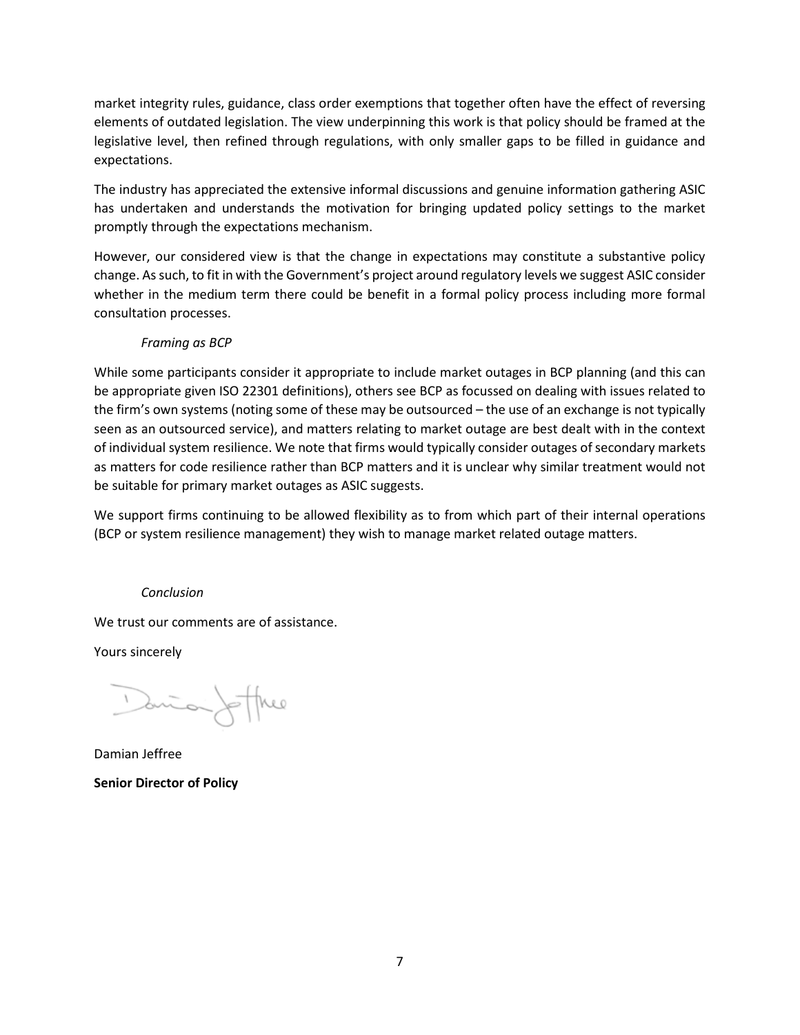market integrity rules, guidance, class order exemptions that together often have the effect of reversing elements of outdated legislation. The view underpinning this work is that policy should be framed at the legislative level, then refined through regulations, with only smaller gaps to be filled in guidance and expectations.

The industry has appreciated the extensive informal discussions and genuine information gathering ASIC has undertaken and understands the motivation for bringing updated policy settings to the market promptly through the expectations mechanism.

However, our considered view is that the change in expectations may constitute a substantive policy change. As such, to fit in with the Government's project around regulatory levels we suggest ASIC consider whether in the medium term there could be benefit in a formal policy process including more formal consultation processes.

*Framing as BCP*

While some participants consider it appropriate to include market outages in BCP planning (and this can be appropriate given ISO 22301 definitions), others see BCP as focussed on dealing with issues related to the firm's own systems (noting some of these may be outsourced – the use of an exchange is not typically seen as an outsourced service), and matters relating to market outage are best dealt with in the context of individual system resilience. We note that firms would typically consider outages of secondary markets as matters for code resilience rather than BCP matters and it is unclear why similar treatment would not be suitable for primary market outages as ASIC suggests.

We support firms continuing to be allowed flexibility as to from which part of their internal operations (BCP or system resilience management) they wish to manage market related outage matters.

*Conclusion*

We trust our comments are of assistance.

Yours sincerely

Damian Jeffree

**Senior Director of Policy**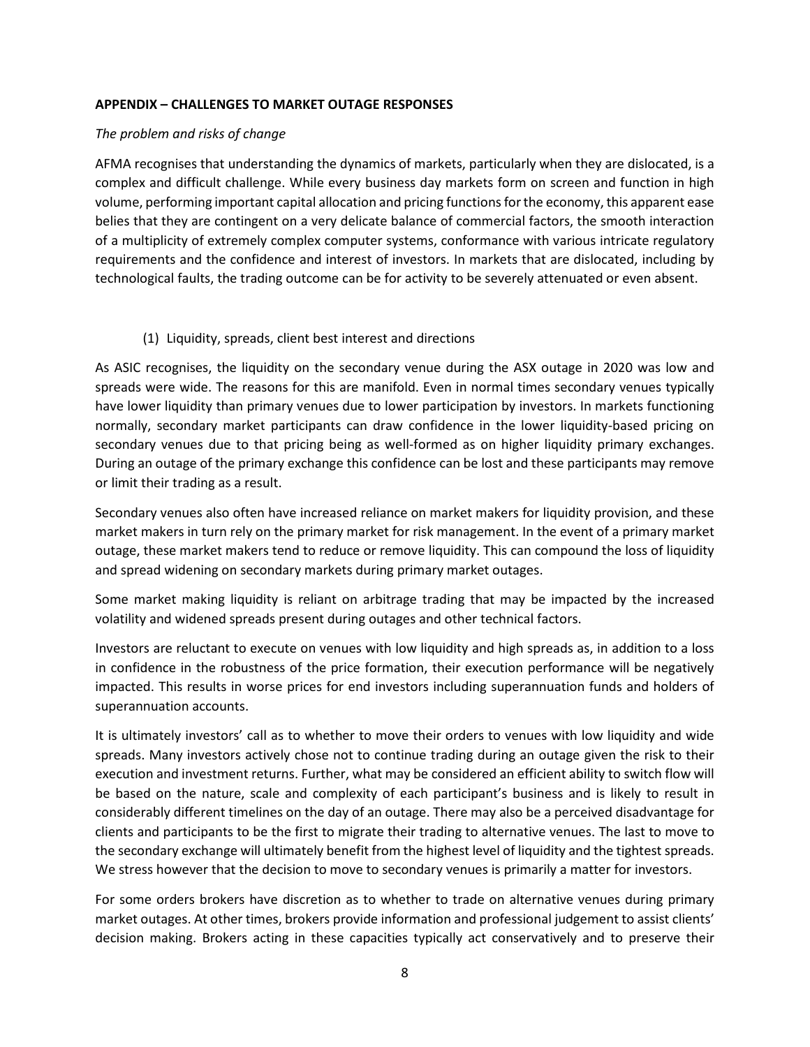**APPENDIX – CHALLENGES TO MARKET OUTAGE RESPONSES**

*The problem and risks of change*

AFMA recognises that understanding the dynamics of markets, particularly when they are dislocated, is a complex and difficult challenge. While every business day markets form on screen and function in high volume, performing important capital allocation and pricing functions for the economy, this apparent ease belies that they are contingent on a very delicate balance of commercial factors, the smooth interaction of a multiplicity of extremely complex computer systems, conformance with various intricate regulatory requirements and the confidence and interest of investors. In markets that are dislocated, including by technological faults, the trading outcome can be for activity to be severely attenuated or even absent.

(1) Liquidity, spreads, client best interest and directions

As ASIC recognises, the liquidity on the secondary venue during the ASX outage in 2020 was low and spreads were wide. The reasons for this are manifold. Even in normal times secondary venues typically have lower liquidity than primary venues due to lower participation by investors. In markets functioning normally, secondary market participants can draw confidence in the lower liquidity-based pricing on secondary venues due to that pricing being as well-formed as on higher liquidity primary exchanges. During an outage of the primary exchange this confidence can be lost and these participants may remove or limit their trading as a result.

Secondary venues also often have increased reliance on market makers for liquidity provision, and these market makers in turn rely on the primary market for risk management. In the event of a primary market outage, these market makers tend to reduce or remove liquidity. This can compound the loss of liquidity and spread widening on secondary markets during primary market outages.

Some market making liquidity is reliant on arbitrage trading that may be impacted by the increased volatility and widened spreads present during outages and other technical factors.

Investors are reluctant to execute on venues with low liquidity and high spreads as, in addition to a loss in confidence in the robustness of the price formation, their execution performance will be negatively impacted. This results in worse prices for end investors including superannuation funds and holders of superannuation accounts.

It is ultimately investors' call as to whether to move their orders to venues with low liquidity and wide spreads. Many investors actively chose not to continue trading during an outage given the risk to their execution and investment returns. Further, what may be considered an efficient ability to switch flow will be based on the nature, scale and complexity of each participant's business and is likely to result in considerably different timelines on the day of an outage. There may also be a perceived disadvantage for clients and participants to be the first to migrate their trading to alternative venues. The last to move to the secondary exchange will ultimately benefit from the highest level of liquidity and the tightest spreads. We stress however that the decision to move to secondary venues is primarily a matter for investors.

For some orders brokers have discretion as to whether to trade on alternative venues during primary market outages. At other times, brokers provide information and professional judgement to assist clients' decision making. Brokers acting in these capacities typically act conservatively and to preserve their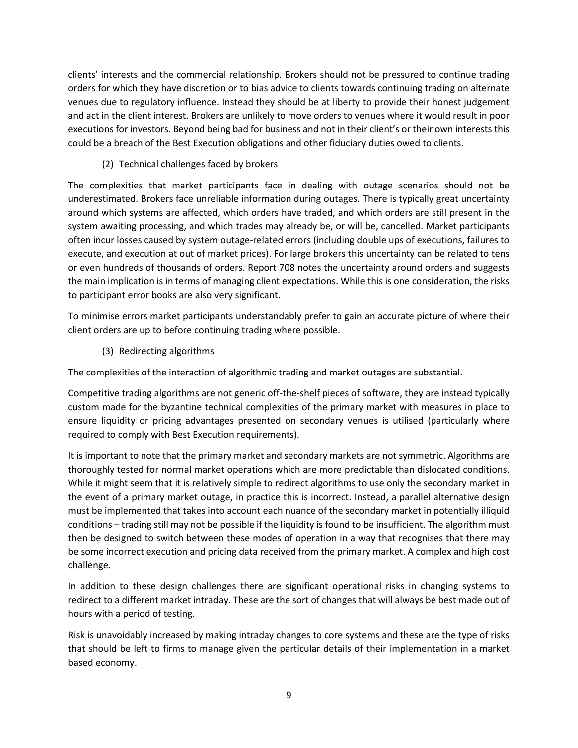clients' interests and the commercial relationship. Brokers should not be pressured to continue trading orders for which they have discretion or to bias advice to clients towards continuing trading on alternate venues due to regulatory influence. Instead they should be at liberty to provide their honest judgement and act in the client interest. Brokers are unlikely to move orders to venues where it would result in poor executions for investors. Beyond being bad for business and not in their client's or their own interests this could be a breach of the Best Execution obligations and other fiduciary duties owed to clients.

(2) Technical challenges faced by brokers

The complexities that market participants face in dealing with outage scenarios should not be underestimated. Brokers face unreliable information during outages. There is typically great uncertainty around which systems are affected, which orders have traded, and which orders are still present in the system awaiting processing, and which trades may already be, or will be, cancelled. Market participants often incur losses caused by system outage-related errors (including double ups of executions, failures to execute, and execution at out of market prices). For large brokers this uncertainty can be related to tens or even hundreds of thousands of orders. Report 708 notes the uncertainty around orders and suggests the main implication is in terms of managing client expectations. While this is one consideration, the risks to participant error books are also very significant.

To minimise errors market participants understandably prefer to gain an accurate picture of where their client orders are up to before continuing trading where possible.

(3) Redirecting algorithms

The complexities of the interaction of algorithmic trading and market outages are substantial.

Competitive trading algorithms are not generic off-the-shelf pieces of software, they are instead typically custom made for the byzantine technical complexities of the primary market with measures in place to ensure liquidity or pricing advantages presented on secondary venues is utilised (particularly where required to comply with Best Execution requirements).

It is important to note that the primary market and secondary markets are not symmetric. Algorithms are thoroughly tested for normal market operations which are more predictable than dislocated conditions. While it might seem that it is relatively simple to redirect algorithms to use only the secondary market in the event of a primary market outage, in practice this is incorrect. Instead, a parallel alternative design must be implemented that takes into account each nuance of the secondary market in potentially illiquid conditions – trading still may not be possible if the liquidity is found to be insufficient. The algorithm must then be designed to switch between these modes of operation in a way that recognises that there may be some incorrect execution and pricing data received from the primary market. A complex and high cost challenge.

In addition to these design challenges there are significant operational risks in changing systems to redirect to a different market intraday. These are the sort of changes that will always be best made out of hours with a period of testing.

Risk is unavoidably increased by making intraday changes to core systems and these are the type of risks that should be left to firms to manage given the particular details of their implementation in a market based economy.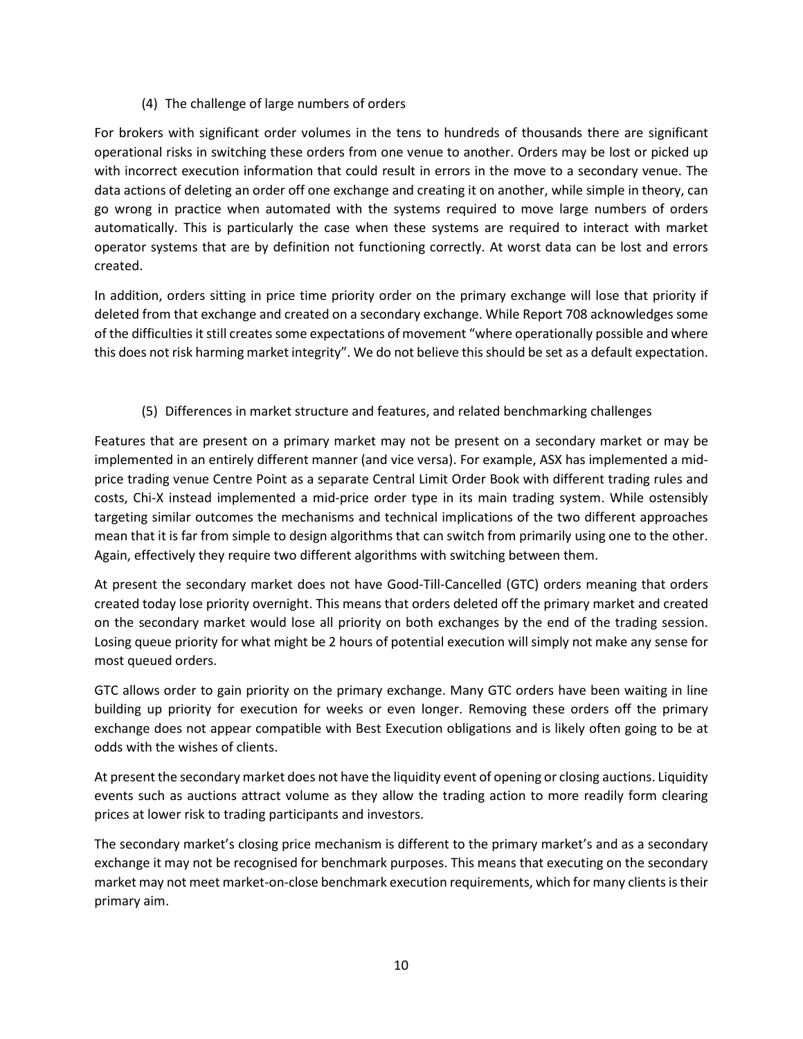### (4) The challenge of large numbers of orders

For brokers with significant order volumes in the tens to hundreds of thousands there are significant operational risks in switching these orders from one venue to another. Orders may be lost or picked up with incorrect execution information that could result in errors in the move to a secondary venue. The data actions of deleting an order off one exchange and creating it on another, while simple in theory, can go wrong in practice when automated with the systems required to move large numbers of orders automatically. This is particularly the case when these systems are required to interact with market operator systems that are by definition not functioning correctly. At worst data can be lost and errors created.

In addition, orders sitting in price time priority order on the primary exchange will lose that priority if deleted from that exchange and created on a secondary exchange. While Report 708 acknowledges some of the difficulties it still creates some expectations of movement "where operationally possible and where this does not risk harming market integrity". We do not believe this should be set as a default expectation.

### (5) Differences in market structure and features, and related benchmarking challenges

Features that are present on a primary market may not be present on a secondary market or may be implemented in an entirely different manner (and vice versa). For example, ASX has implemented a mid-price trading venue Centre Point as a separate Central Limit Order Book with different trading rules and costs, Chi-X instead implemented a mid-price order type in its main trading system. While ostensibly targeting similar outcomes the mechanisms and technical implications of the two different approaches mean that it is far from simple to design algorithms that can switch from primarily using one to the other. Again, effectively they require two different algorithms with switching between them.

At present the secondary market does not have Good-Till-Cancelled (GTC) orders meaning that orders created today lose priority overnight. This means that orders deleted off the primary market and created on the secondary market would lose all priority on both exchanges by the end of the trading session. Losing queue priority for what might be 2 hours of potential execution will simply not make any sense for most queued orders.

GTC allows order to gain priority on the primary exchange. Many GTC orders have been waiting in line building up priority for execution for weeks or even longer. Removing these orders off the primary exchange does not appear compatible with Best Execution obligations and is likely often going to be at odds with the wishes of clients.

At present the secondary market does not have the liquidity event of opening or closing auctions. Liquidity events such as auctions attract volume as they allow the trading action to more readily form clearing prices at lower risk to trading participants and investors.

The secondary market's closing price mechanism is different to the primary market's and as a secondary exchange it may not be recognised for benchmark purposes. This means that executing on the secondary market may not meet market-on-close benchmark execution requirements, which for many clients is their primary aim.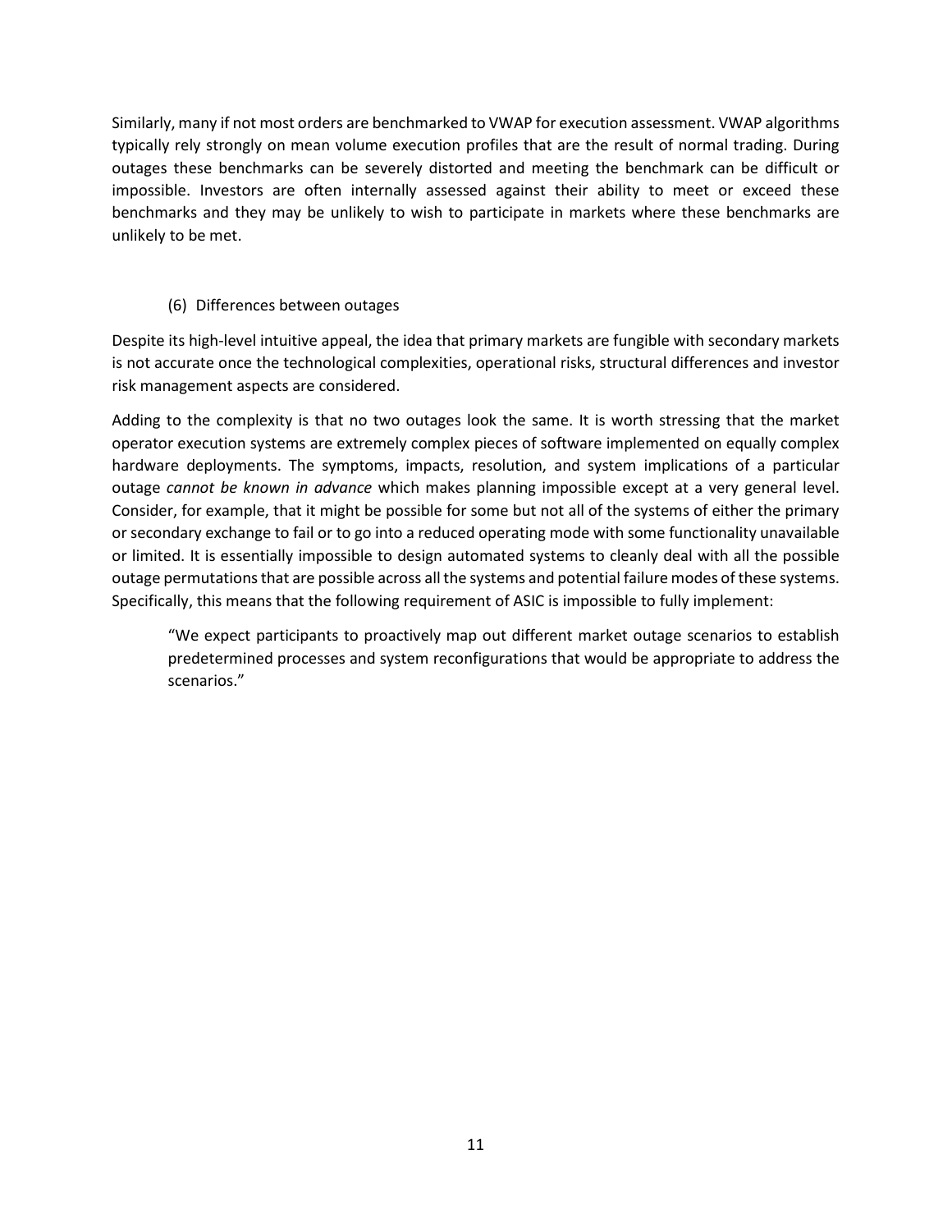Similarly, many if not most orders are benchmarked to VWAP for execution assessment. VWAP algorithms typically rely strongly on mean volume execution profiles that are the result of normal trading. During outages these benchmarks can be severely distorted and meeting the benchmark can be difficult or impossible. Investors are often internally assessed against their ability to meet or exceed these benchmarks and they may be unlikely to wish to participate in markets where these benchmarks are unlikely to be met.

### (6) Differences between outages

Despite its high-level intuitive appeal, the idea that primary markets are fungible with secondary markets is not accurate once the technological complexities, operational risks, structural differences and investor risk management aspects are considered.

Adding to the complexity is that no two outages look the same. It is worth stressing that the market operator execution systems are extremely complex pieces of software implemented on equally complex hardware deployments. The symptoms, impacts, resolution, and system implications of a particular outage *cannot be known in advance* which makes planning impossible except at a very general level. Consider, for example, that it might be possible for some but not all of the systems of either the primary or secondary exchange to fail or to go into a reduced operating mode with some functionality unavailable or limited. It is essentially impossible to design automated systems to cleanly deal with all the possible outage permutations that are possible across all the systems and potential failure modes of these systems. Specifically, this means that the following requirement of ASIC is impossible to fully implement:

> "We expect participants to proactively map out different market outage scenarios to establish predetermined processes and system reconfigurations that would be appropriate to address the scenarios."